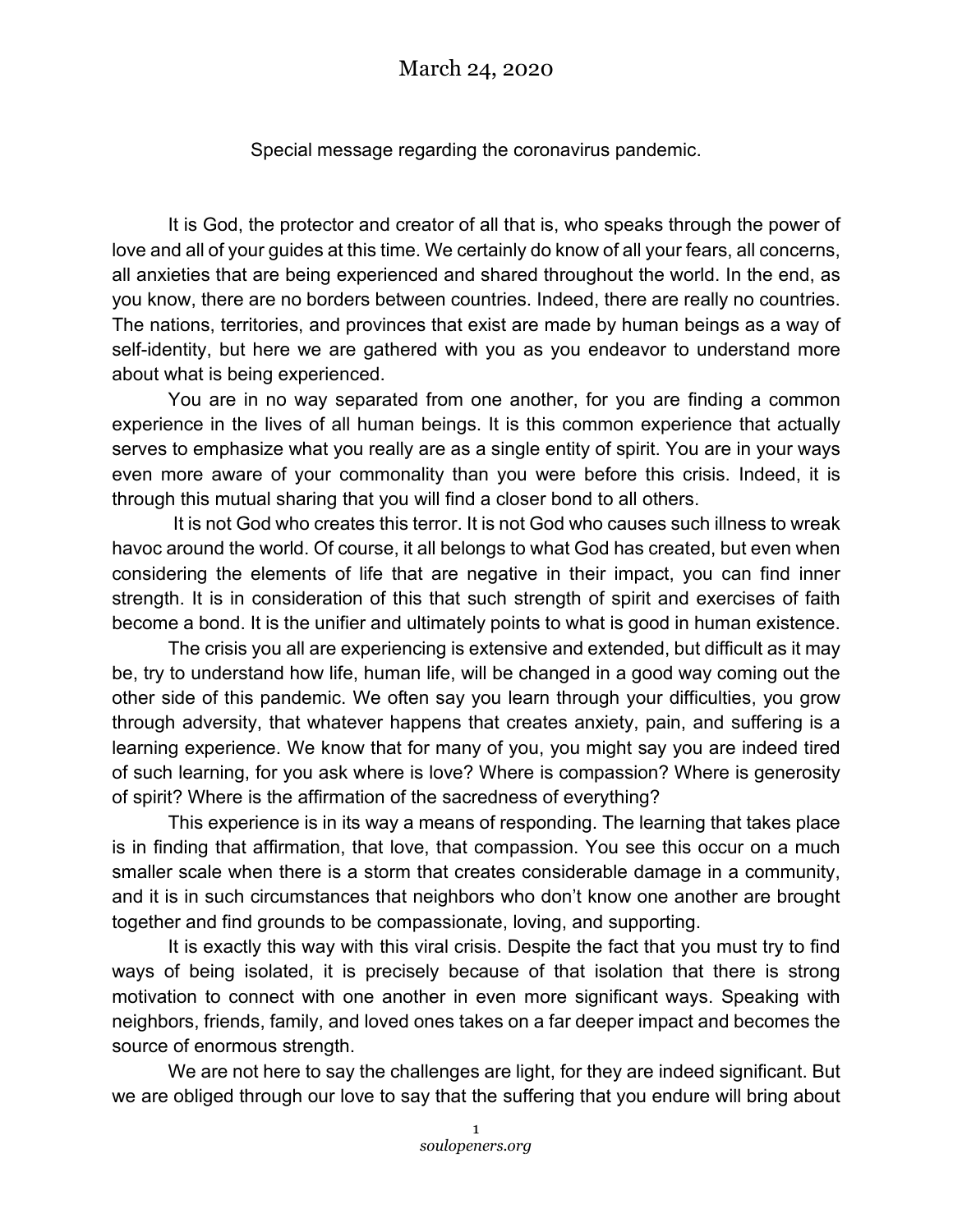# March 24, 2020

Special message regarding the coronavirus pandemic.

It is God, the protector and creator of all that is, who speaks through the power of love and all of your guides at this time. We certainly do know of all your fears, all concerns, all anxieties that are being experienced and shared throughout the world. In the end, as you know, there are no borders between countries. Indeed, there are really no countries. The nations, territories, and provinces that exist are made by human beings as a way of self-identity, but here we are gathered with you as you endeavor to understand more about what is being experienced.

You are in no way separated from one another, for you are finding a common experience in the lives of all human beings. It is this common experience that actually serves to emphasize what you really are as a single entity of spirit. You are in your ways even more aware of your commonality than you were before this crisis. Indeed, it is through this mutual sharing that you will find a closer bond to all others.

It is not God who creates this terror. It is not God who causes such illness to wreak havoc around the world. Of course, it all belongs to what God has created, but even when considering the elements of life that are negative in their impact, you can find inner strength. It is in consideration of this that such strength of spirit and exercises of faith become a bond. It is the unifier and ultimately points to what is good in human existence.

The crisis you all are experiencing is extensive and extended, but difficult as it may be, try to understand how life, human life, will be changed in a good way coming out the other side of this pandemic. We often say you learn through your difficulties, you grow through adversity, that whatever happens that creates anxiety, pain, and suffering is a learning experience. We know that for many of you, you might say you are indeed tired of such learning, for you ask where is love? Where is compassion? Where is generosity of spirit? Where is the affirmation of the sacredness of everything?

This experience is in its way a means of responding. The learning that takes place is in finding that affirmation, that love, that compassion. You see this occur on a much smaller scale when there is a storm that creates considerable damage in a community, and it is in such circumstances that neighbors who don't know one another are brought together and find grounds to be compassionate, loving, and supporting.

It is exactly this way with this viral crisis. Despite the fact that you must try to find ways of being isolated, it is precisely because of that isolation that there is strong motivation to connect with one another in even more significant ways. Speaking with neighbors, friends, family, and loved ones takes on a far deeper impact and becomes the source of enormous strength.

We are not here to say the challenges are light, for they are indeed significant. But we are obliged through our love to say that the suffering that you endure will bring about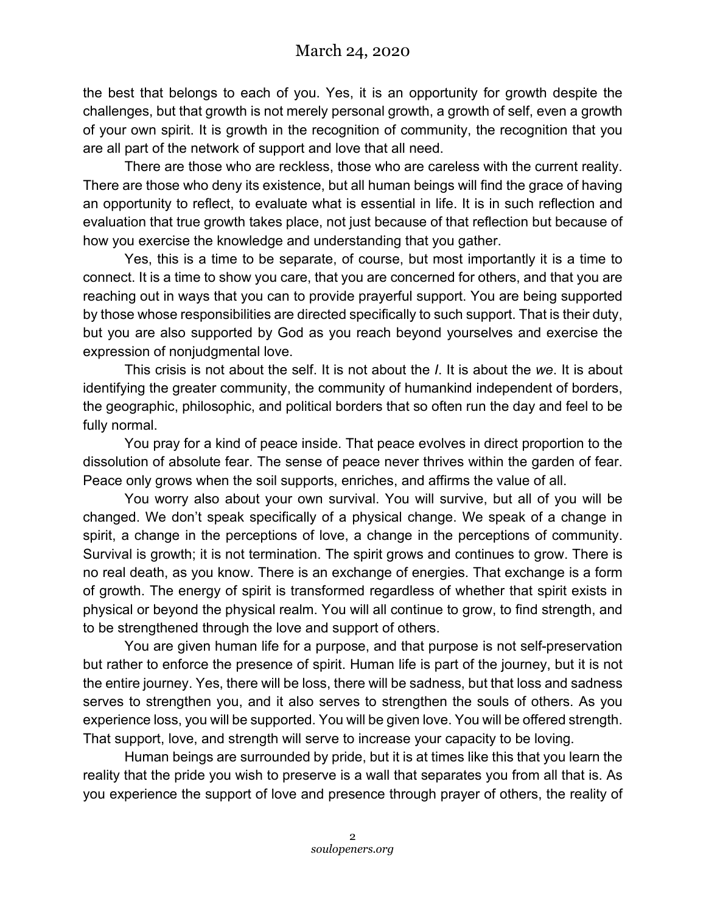the best that belongs to each of you. Yes, it is an opportunity for growth despite the challenges, but that growth is not merely personal growth, a growth of self, even a growth of your own spirit. It is growth in the recognition of community, the recognition that you are all part of the network of support and love that all need.

There are those who are reckless, those who are careless with the current reality. There are those who deny its existence, but all human beings will find the grace of having an opportunity to reflect, to evaluate what is essential in life. It is in such reflection and evaluation that true growth takes place, not just because of that reflection but because of how you exercise the knowledge and understanding that you gather.

Yes, this is a time to be separate, of course, but most importantly it is a time to connect. It is a time to show you care, that you are concerned for others, and that you are reaching out in ways that you can to provide prayerful support. You are being supported by those whose responsibilities are directed specifically to such support. That is their duty, but you are also supported by God as you reach beyond yourselves and exercise the expression of nonjudgmental love.

This crisis is not about the self. It is not about the *I*. It is about the *we*. It is about identifying the greater community, the community of humankind independent of borders, the geographic, philosophic, and political borders that so often run the day and feel to be fully normal.

You pray for a kind of peace inside. That peace evolves in direct proportion to the dissolution of absolute fear. The sense of peace never thrives within the garden of fear. Peace only grows when the soil supports, enriches, and affirms the value of all.

You worry also about your own survival. You will survive, but all of you will be changed. We don't speak specifically of a physical change. We speak of a change in spirit, a change in the perceptions of love, a change in the perceptions of community. Survival is growth; it is not termination. The spirit grows and continues to grow. There is no real death, as you know. There is an exchange of energies. That exchange is a form of growth. The energy of spirit is transformed regardless of whether that spirit exists in physical or beyond the physical realm. You will all continue to grow, to find strength, and to be strengthened through the love and support of others.

You are given human life for a purpose, and that purpose is not self-preservation but rather to enforce the presence of spirit. Human life is part of the journey, but it is not the entire journey. Yes, there will be loss, there will be sadness, but that loss and sadness serves to strengthen you, and it also serves to strengthen the souls of others. As you experience loss, you will be supported. You will be given love. You will be offered strength. That support, love, and strength will serve to increase your capacity to be loving.

Human beings are surrounded by pride, but it is at times like this that you learn the reality that the pride you wish to preserve is a wall that separates you from all that is. As you experience the support of love and presence through prayer of others, the reality of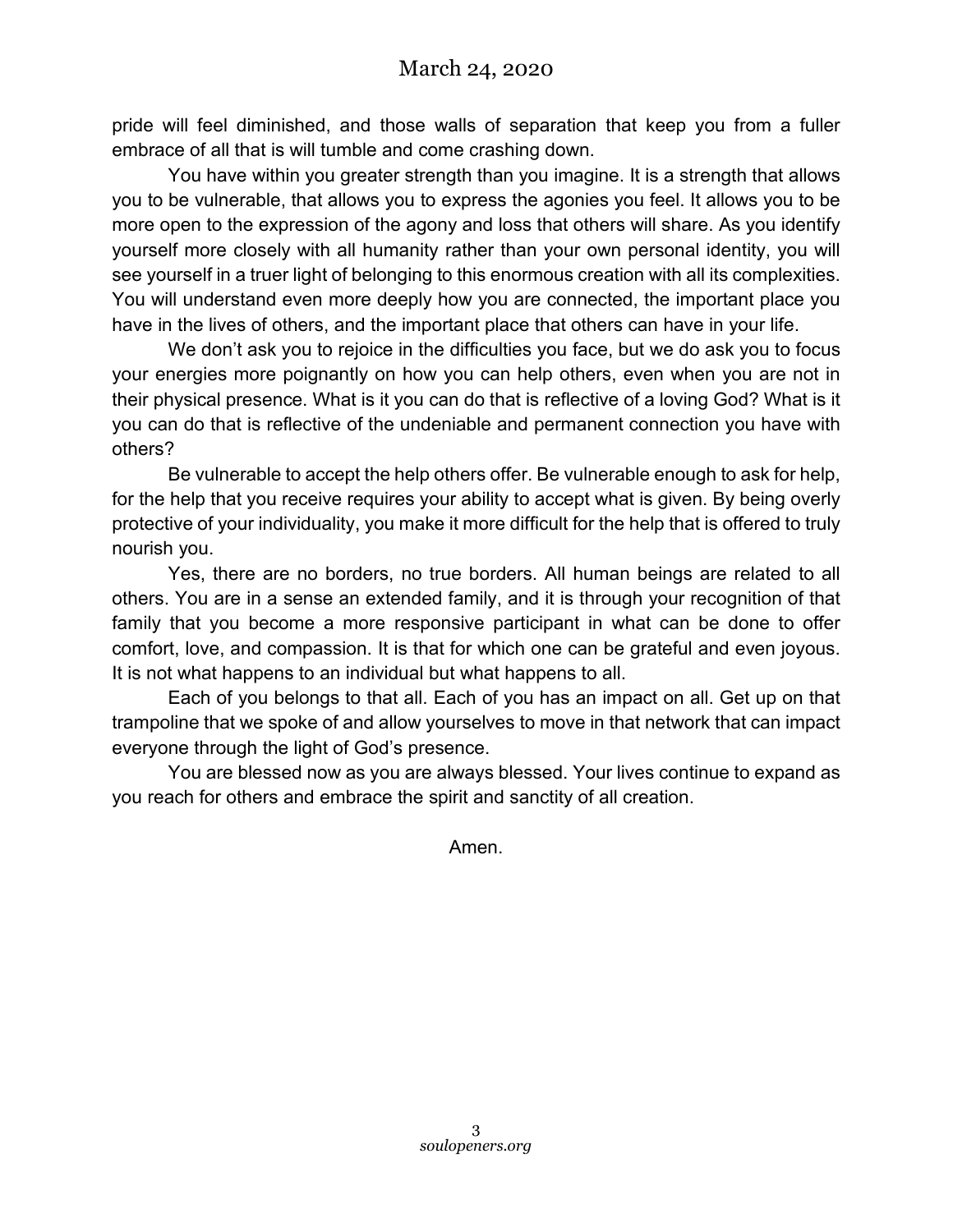pride will feel diminished, and those walls of separation that keep you from a fuller embrace of all that is will tumble and come crashing down.

You have within you greater strength than you imagine. It is a strength that allows you to be vulnerable, that allows you to express the agonies you feel. It allows you to be more open to the expression of the agony and loss that others will share. As you identify yourself more closely with all humanity rather than your own personal identity, you will see yourself in a truer light of belonging to this enormous creation with all its complexities. You will understand even more deeply how you are connected, the important place you have in the lives of others, and the important place that others can have in your life.

We don't ask you to rejoice in the difficulties you face, but we do ask you to focus your energies more poignantly on how you can help others, even when you are not in their physical presence. What is it you can do that is reflective of a loving God? What is it you can do that is reflective of the undeniable and permanent connection you have with others?

Be vulnerable to accept the help others offer. Be vulnerable enough to ask for help, for the help that you receive requires your ability to accept what is given. By being overly protective of your individuality, you make it more difficult for the help that is offered to truly nourish you.

Yes, there are no borders, no true borders. All human beings are related to all others. You are in a sense an extended family, and it is through your recognition of that family that you become a more responsive participant in what can be done to offer comfort, love, and compassion. It is that for which one can be grateful and even joyous. It is not what happens to an individual but what happens to all.

Each of you belongs to that all. Each of you has an impact on all. Get up on that trampoline that we spoke of and allow yourselves to move in that network that can impact everyone through the light of God's presence.

You are blessed now as you are always blessed. Your lives continue to expand as you reach for others and embrace the spirit and sanctity of all creation.

Amen.